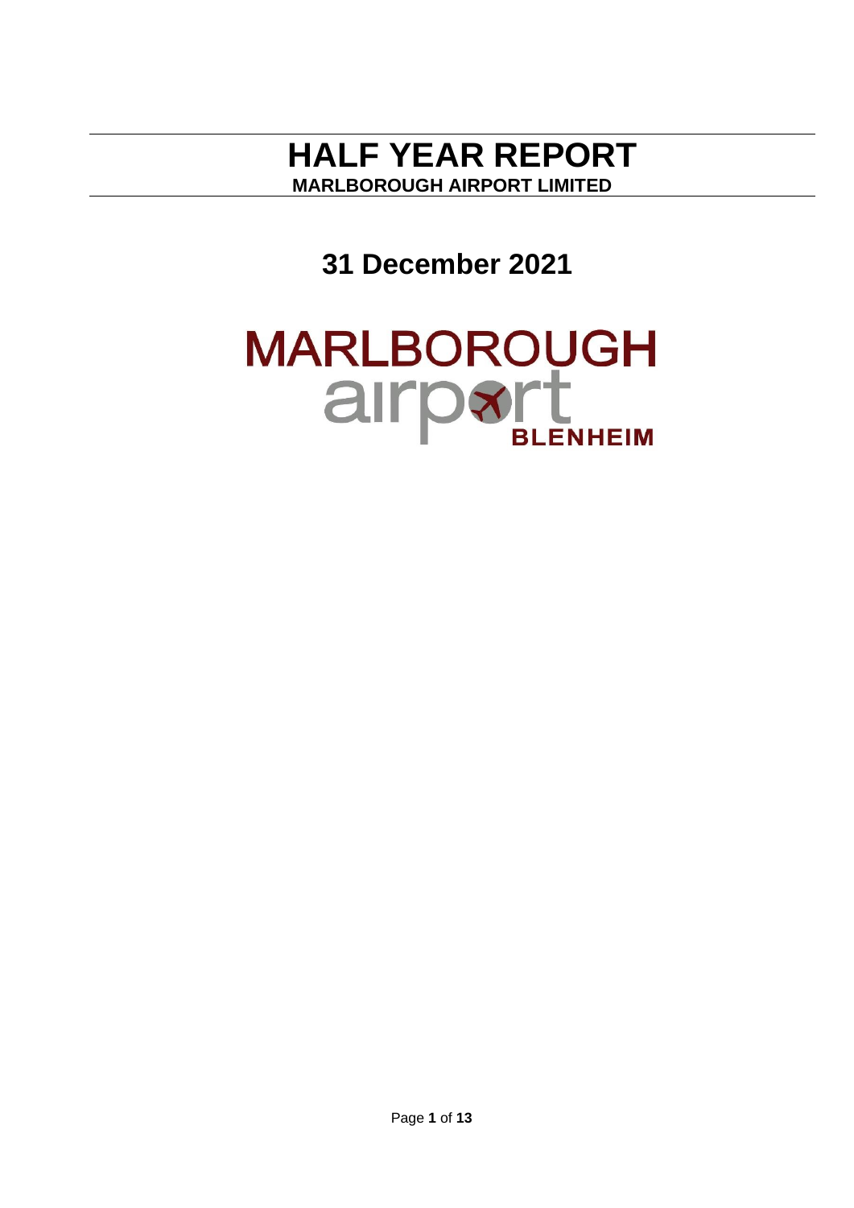# HALF YEAR REPORT

**MARLBOROUGH AIRPORT LIMITED**

## 31 December 2021

MARLBOROUGH airport BLENHEIM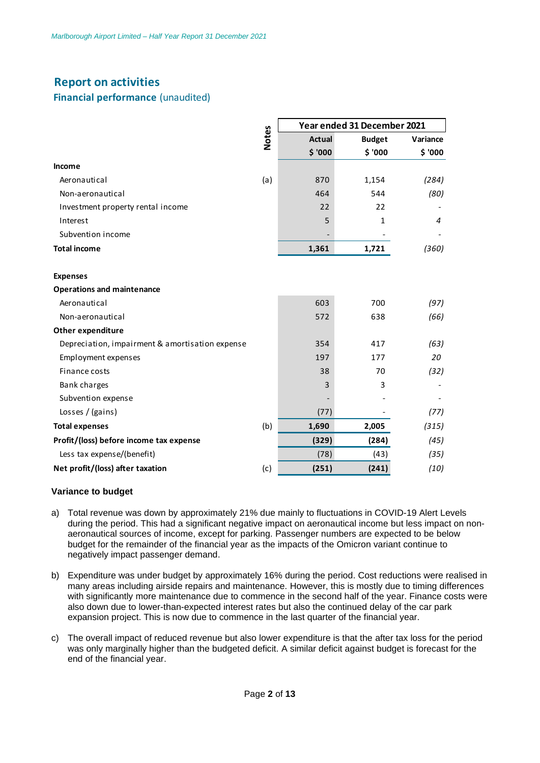# Report on activities

## Financial performance (unaudited)

| | Notes | Year ended 31 December 2021 | | |
|---|---|---|---|---|
| | | Actual | Budget | Variance |
| | | $ '000 | $ '000 | $ '000 |
| **Income** | | | | |
| Aeronautical | (a) | 870 | 1,154 | *(284)* |
| Non-aeronautical | | 464 | 544 | *(80)* |
| Investment property rental income | | 22 | 22 | - |
| Interest | | 5 | 1 | *4* |
| Subvention income | | - | - | - |
| **Total income** | | **1,361** | **1,721** | *(360)* |
| | | | | |
| **Expenses** | | | | |
| **Operations and maintenance** | | | | |
| Aeronautical | | 603 | 700 | *(97)* |
| Non-aeronautical | | 572 | 638 | *(66)* |
| **Other expenditure** | | | | |
| Depreciation, impairment & amortisation expense | | 354 | 417 | *(63)* |
| Employment expenses | | 197 | 177 | *20* |
| Finance costs | | 38 | 70 | *(32)* |
| Bank charges | | 3 | 3 | - |
| Subvention expense | | - | - | - |
| Losses / (gains) | | (77) | - | *(77)* |
| **Total expenses** | (b) | **1,690** | **2,005** | *(315)* |
| **Profit/(loss) before income tax expense** | | **(329)** | **(284)** | *(45)* |
| Less tax expense/(benefit) | | (78) | (43) | *(35)* |
| **Net profit/(loss) after taxation** | (c) | **(251)** | **(241)** | *(10)* |

### Variance to budget

a) Total revenue was down by approximately 21% due mainly to fluctuations in COVID-19 Alert Levels during the period. This had a significant negative impact on aeronautical income but less impact on non-aeronautical sources of income, except for parking. Passenger numbers are expected to be below budget for the remainder of the financial year as the impacts of the Omicron variant continue to negatively impact passenger demand.

b) Expenditure was under budget by approximately 16% during the period. Cost reductions were realised in many areas including airside repairs and maintenance. However, this is mostly due to timing differences with significantly more maintenance due to commence in the second half of the year. Finance costs were also down due to lower-than-expected interest rates but also the continued delay of the car park expansion project. This is now due to commence in the last quarter of the financial year.

c) The overall impact of reduced revenue but also lower expenditure is that the after tax loss for the period was only marginally higher than the budgeted deficit. A similar deficit against budget is forecast for the end of the financial year.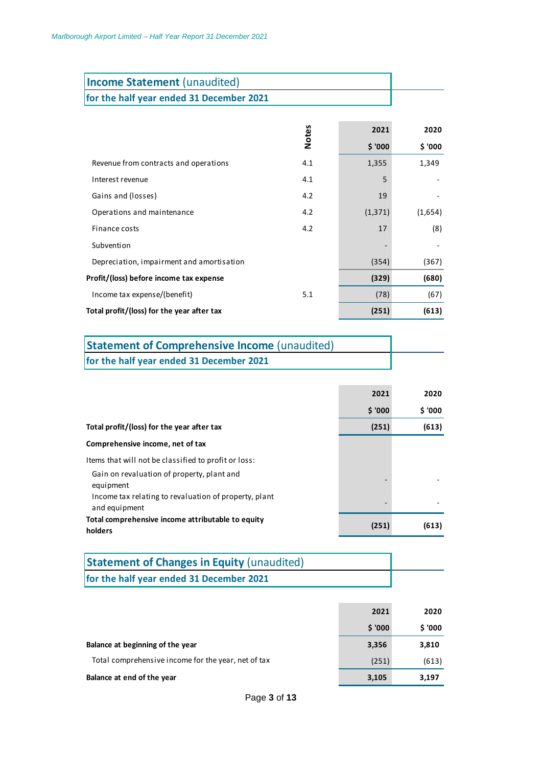## Income Statement (unaudited)
### for the half year ended 31 December 2021

| | Notes | 2021 | 2020 |
|---|---|---|---|
| | | $ '000 | $ '000 |
| Revenue from contracts and operations | 4.1 | 1,355 | 1,349 |
| Interest revenue | 4.1 | 5 | - |
| Gains and (losses) | 4.2 | 19 | - |
| Operations and maintenance | 4.2 | (1,371) | (1,654) |
| Finance costs | 4.2 | 17 | (8) |
| Subvention | | - | - |
| Depreciation, impairment and amortisation | | (354) | (367) |
| **Profit/(loss) before income tax expense** | | **(329)** | **(680)** |
| Income tax expense/(benefit) | 5.1 | (78) | (67) |
| **Total profit/(loss) for the year after tax** | | **(251)** | **(613)** |

## Statement of Comprehensive Income (unaudited)
### for the half year ended 31 December 2021

| | 2021 | 2020 |
|---|---|---|
| | $ '000 | $ '000 |
| **Total profit/(loss) for the year after tax** | **(251)** | **(613)** |
| **Comprehensive income, net of tax** | | |
| Items that will not be classified to profit or loss: | | |
| Gain on revaluation of property, plant and equipment | - | - |
| Income tax relating to revaluation of property, plant and equipment | - | - |
| **Total comprehensive income attributable to equity holders** | **(251)** | **(613)** |

## Statement of Changes in Equity (unaudited)
### for the half year ended 31 December 2021

| | 2021 | 2020 |
|---|---|---|
| | $ '000 | $ '000 |
| **Balance at beginning of the year** | **3,356** | **3,810** |
| Total comprehensive income for the year, net of tax | (251) | (613) |
| **Balance at end of the year** | **3,105** | **3,197** |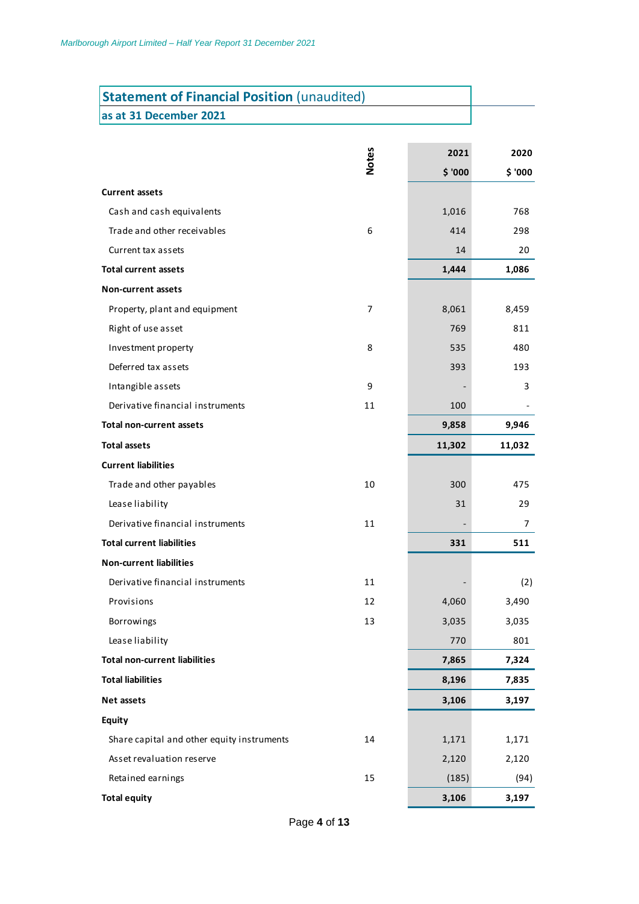## Statement of Financial Position (unaudited)
### as at 31 December 2021

| | Notes | 2021 $ '000 | 2020 $ '000 |
|---|---|---|---|
| **Current assets** | | | |
| Cash and cash equivalents | | 1,016 | 768 |
| Trade and other receivables | 6 | 414 | 298 |
| Current tax assets | | 14 | 20 |
| **Total current assets** | | **1,444** | **1,086** |
| **Non-current assets** | | | |
| Property, plant and equipment | 7 | 8,061 | 8,459 |
| Right of use asset | | 769 | 811 |
| Investment property | 8 | 535 | 480 |
| Deferred tax assets | | 393 | 193 |
| Intangible assets | 9 | - | 3 |
| Derivative financial instruments | 11 | 100 | - |
| **Total non-current assets** | | **9,858** | **9,946** |
| **Total assets** | | **11,302** | **11,032** |
| **Current liabilities** | | | |
| Trade and other payables | 10 | 300 | 475 |
| Lease liability | | 31 | 29 |
| Derivative financial instruments | 11 | - | 7 |
| **Total current liabilities** | | **331** | **511** |
| **Non-current liabilities** | | | |
| Derivative financial instruments | 11 | - | (2) |
| Provisions | 12 | 4,060 | 3,490 |
| Borrowings | 13 | 3,035 | 3,035 |
| Lease liability | | 770 | 801 |
| **Total non-current liabilities** | | **7,865** | **7,324** |
| **Total liabilities** | | **8,196** | **7,835** |
| **Net assets** | | **3,106** | **3,197** |
| **Equity** | | | |
| Share capital and other equity instruments | 14 | 1,171 | 1,171 |
| Asset revaluation reserve | | 2,120 | 2,120 |
| Retained earnings | 15 | (185) | (94) |
| **Total equity** | | **3,106** | **3,197** |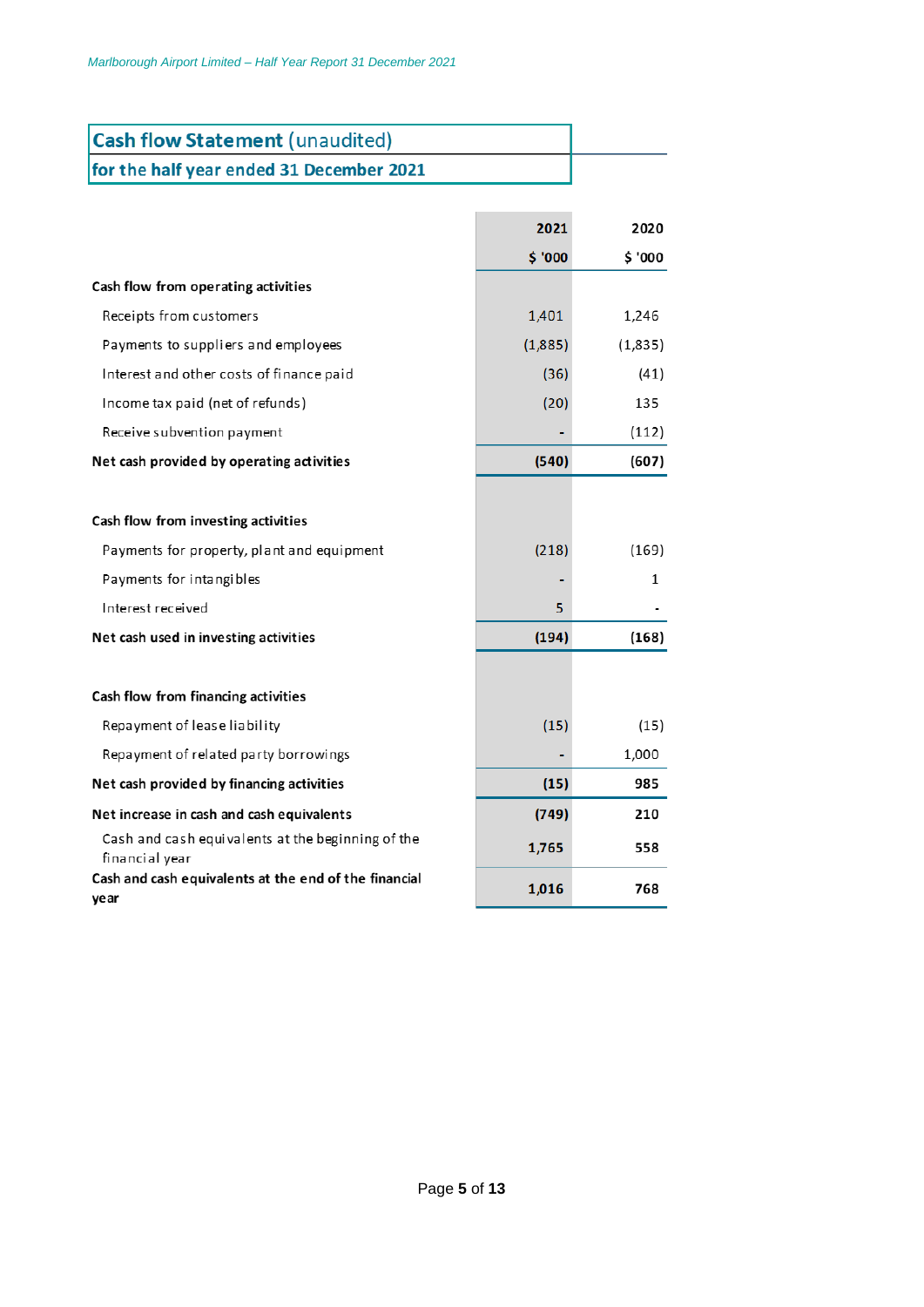## Cash flow Statement (unaudited)
## for the half year ended 31 December 2021

| | 2021 | 2020 |
|---|---|---|
| | $ '000 | $ '000 |
| **Cash flow from operating activities** | | |
| Receipts from customers | 1,401 | 1,246 |
| Payments to suppliers and employees | (1,885) | (1,835) |
| Interest and other costs of finance paid | (36) | (41) |
| Income tax paid (net of refunds) | (20) | 135 |
| Receive subvention payment | - | (112) |
| **Net cash provided by operating activities** | **(540)** | **(607)** |
| | | |
| **Cash flow from investing activities** | | |
| Payments for property, plant and equipment | (218) | (169) |
| Payments for intangibles | - | 1 |
| Interest received | 5 | - |
| **Net cash used in investing activities** | **(194)** | **(168)** |
| | | |
| **Cash flow from financing activities** | | |
| Repayment of lease liability | (15) | (15) |
| Repayment of related party borrowings | - | 1,000 |
| **Net cash provided by financing activities** | **(15)** | **985** |
| **Net increase in cash and cash equivalents** | **(749)** | **210** |
| Cash and cash equivalents at the beginning of the financial year | **1,765** | **558** |
| **Cash and cash equivalents at the end of the financial year** | **1,016** | **768** |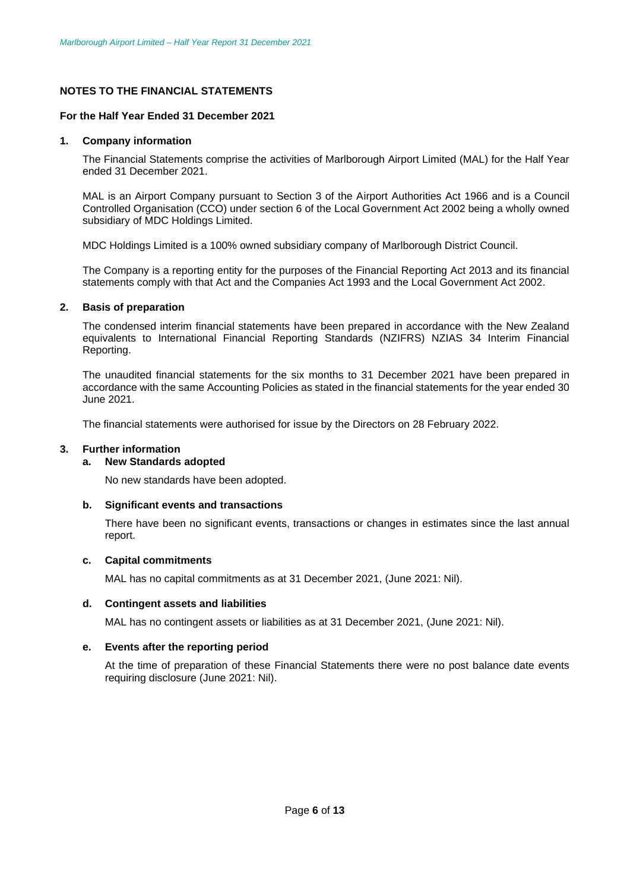## NOTES TO THE FINANCIAL STATEMENTS

**For the Half Year Ended 31 December 2021**

### 1. Company information

The Financial Statements comprise the activities of Marlborough Airport Limited (MAL) for the Half Year ended 31 December 2021.

MAL is an Airport Company pursuant to Section 3 of the Airport Authorities Act 1966 and is a Council Controlled Organisation (CCO) under section 6 of the Local Government Act 2002 being a wholly owned subsidiary of MDC Holdings Limited.

MDC Holdings Limited is a 100% owned subsidiary company of Marlborough District Council.

The Company is a reporting entity for the purposes of the Financial Reporting Act 2013 and its financial statements comply with that Act and the Companies Act 1993 and the Local Government Act 2002.

### 2. Basis of preparation

The condensed interim financial statements have been prepared in accordance with the New Zealand equivalents to International Financial Reporting Standards (NZIFRS) NZIAS 34 Interim Financial Reporting.

The unaudited financial statements for the six months to 31 December 2021 have been prepared in accordance with the same Accounting Policies as stated in the financial statements for the year ended 30 June 2021.

The financial statements were authorised for issue by the Directors on 28 February 2022.

### 3. Further information

#### a. New Standards adopted

No new standards have been adopted.

#### b. Significant events and transactions

There have been no significant events, transactions or changes in estimates since the last annual report.

#### c. Capital commitments

MAL has no capital commitments as at 31 December 2021, (June 2021: Nil).

#### d. Contingent assets and liabilities

MAL has no contingent assets or liabilities as at 31 December 2021, (June 2021: Nil).

#### e. Events after the reporting period

At the time of preparation of these Financial Statements there were no post balance date events requiring disclosure (June 2021: Nil).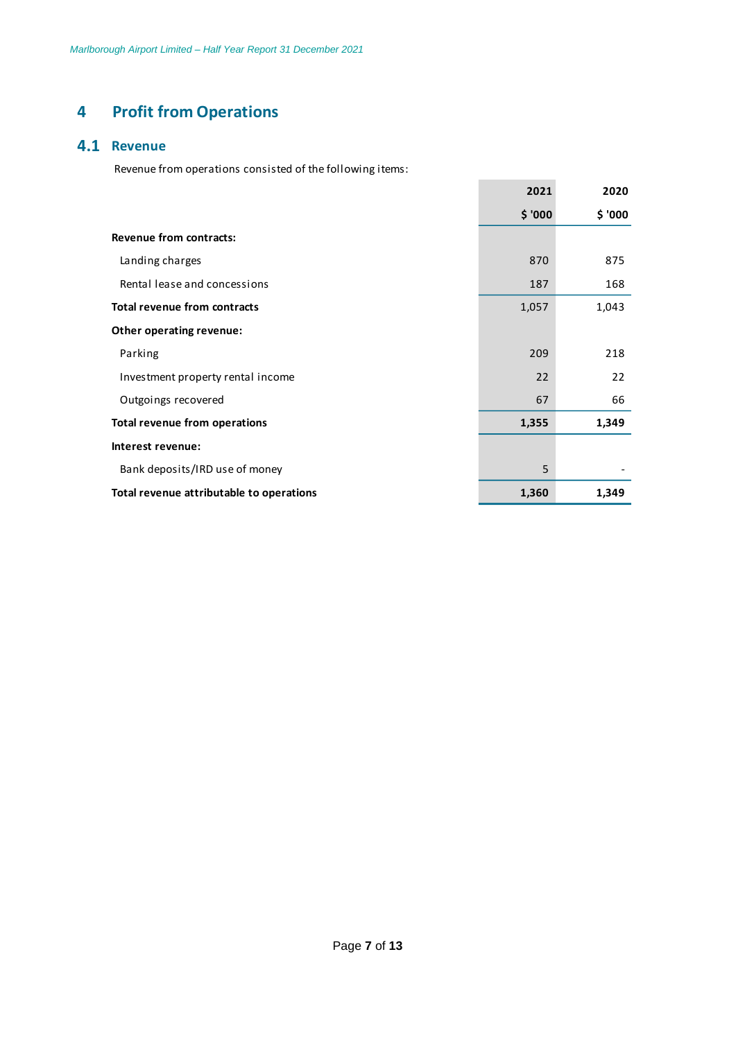# 4 Profit from Operations

## 4.1 Revenue

Revenue from operations consisted of the following items:

| | 2021 | 2020 |
|---|---|---|
| | $ '000 | $ '000 |
| **Revenue from contracts:** | | |
| Landing charges | 870 | 875 |
| Rental lease and concessions | 187 | 168 |
| **Total revenue from contracts** | 1,057 | 1,043 |
| **Other operating revenue:** | | |
| Parking | 209 | 218 |
| Investment property rental income | 22 | 22 |
| Outgoings recovered | 67 | 66 |
| **Total revenue from operations** | **1,355** | **1,349** |
| **Interest revenue:** | | |
| Bank deposits/IRD use of money | 5 | - |
| **Total revenue attributable to operations** | **1,360** | **1,349** |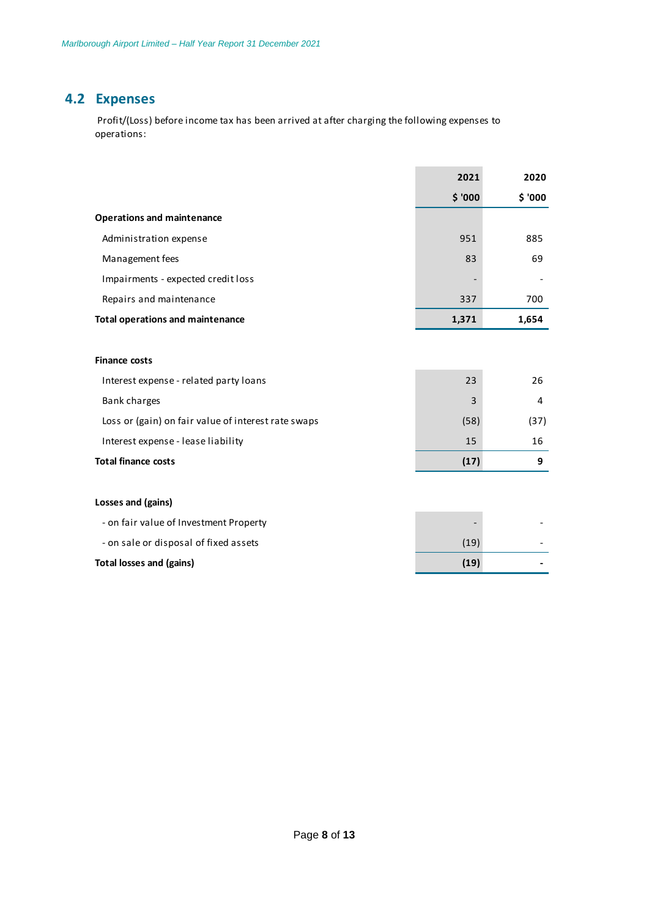## 4.2 Expenses

Profit/(Loss) before income tax has been arrived at after charging the following expenses to operations:

| | 2021 | 2020 |
|---|---|---|
| | $ '000 | $ '000 |
| **Operations and maintenance** | | |
| Administration expense | 951 | 885 |
| Management fees | 83 | 69 |
| Impairments - expected credit loss | - | - |
| Repairs and maintenance | 337 | 700 |
| **Total operations and maintenance** | **1,371** | **1,654** |
| | | |
| **Finance costs** | | |
| Interest expense - related party loans | 23 | 26 |
| Bank charges | 3 | 4 |
| Loss or (gain) on fair value of interest rate swaps | (58) | (37) |
| Interest expense - lease liability | 15 | 16 |
| **Total finance costs** | **(17)** | **9** |
| | | |
| **Losses and (gains)** | | |
| - on fair value of Investment Property | - | - |
| - on sale or disposal of fixed assets | (19) | - |
| **Total losses and (gains)** | **(19)** | **-** |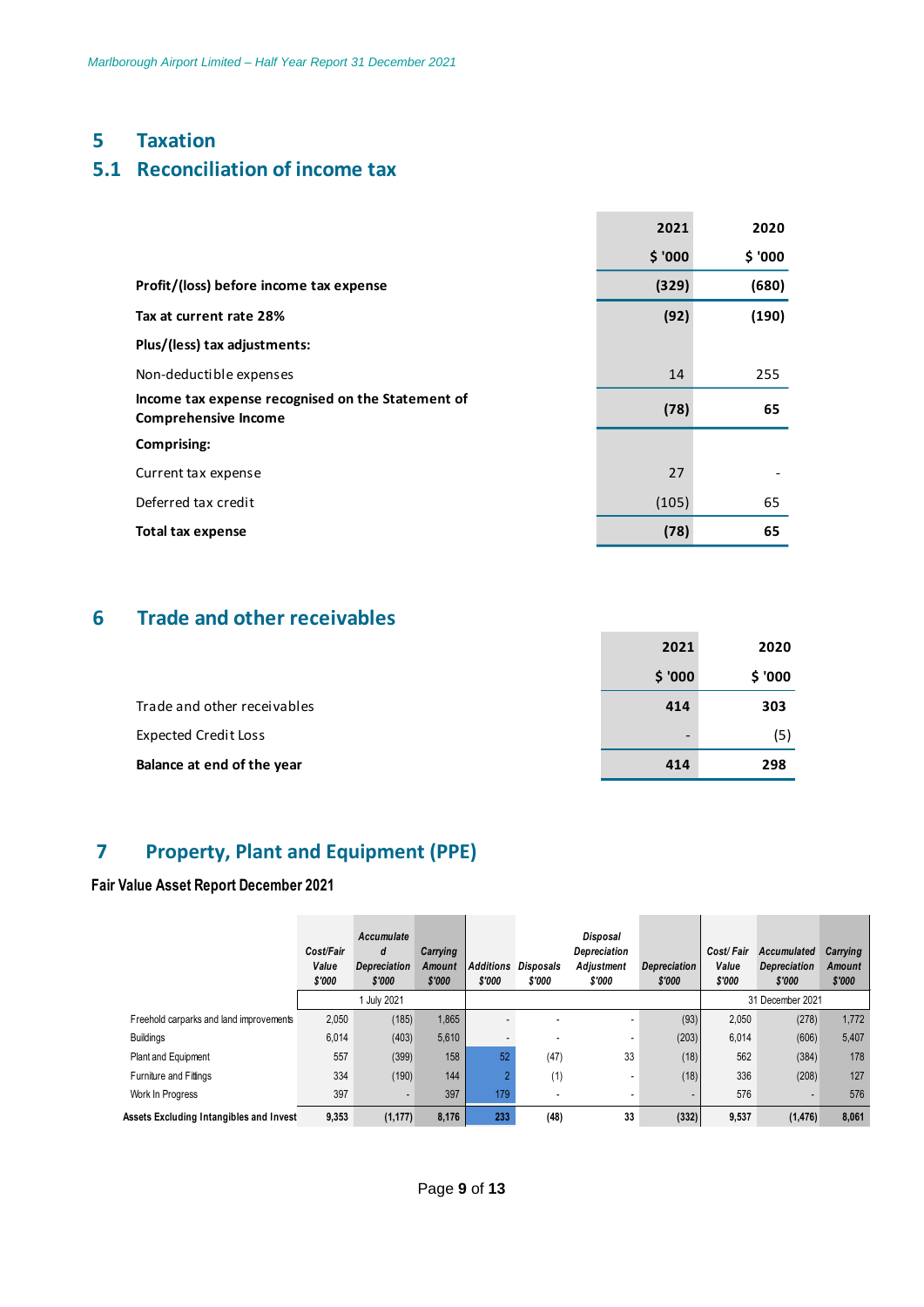# 5 Taxation

## 5.1 Reconciliation of income tax

| | 2021 | 2020 |
|---|---|---|
| | $ '000 | $ '000 |
| **Profit/(loss) before income tax expense** | **(329)** | **(680)** |
| **Tax at current rate 28%** | **(92)** | **(190)** |
| **Plus/(less) tax adjustments:** | | |
| Non-deductible expenses | 14 | 255 |
| **Income tax expense recognised on the Statement of Comprehensive Income** | **(78)** | **65** |
| **Comprising:** | | |
| Current tax expense | 27 | - |
| Deferred tax credit | (105) | 65 |
| **Total tax expense** | **(78)** | **65** |

# 6 Trade and other receivables

| | 2021 | 2020 |
|---|---|---|
| | $ '000 | $ '000 |
| Trade and other receivables | 414 | 303 |
| Expected Credit Loss | - | (5) |
| **Balance at end of the year** | **414** | **298** |

# 7 Property, Plant and Equipment (PPE)

**Fair Value Asset Report December 2021**

| | *Cost/Fair Value $'000* | *Accumulated Depreciation $'000* | *Carrying Amount $'000* | *Additions $'000* | *Disposals $'000* | *Disposal Depreciation Adjustment $'000* | *Depreciation $'000* | *Cost/ Fair Value $'000* | *Accumulated Depreciation $'000* | *Carrying Amount $'000* |
|---|---|---|---|---|---|---|---|---|---|---|
| | 1 July 2021 | | | | | | | 31 December 2021 | | |
| Freehold carparks and land improvements | 2,050 | (185) | 1,865 | - | - | - | (93) | 2,050 | (278) | 1,772 |
| Buildings | 6,014 | (403) | 5,610 | - | - | - | (203) | 6,014 | (606) | 5,407 |
| Plant and Equipment | 557 | (399) | 158 | 52 | (47) | 33 | (18) | 562 | (384) | 178 |
| Furniture and Fittings | 334 | (190) | 144 | 2 | (1) | - | (18) | 336 | (208) | 127 |
| Work In Progress | 397 | - | 397 | 179 | - | - | - | 576 | - | 576 |
| **Assets Excluding Intangibles and Invest** | **9,353** | **(1,177)** | **8,176** | **233** | **(48)** | **33** | **(332)** | **9,537** | **(1,476)** | **8,061** |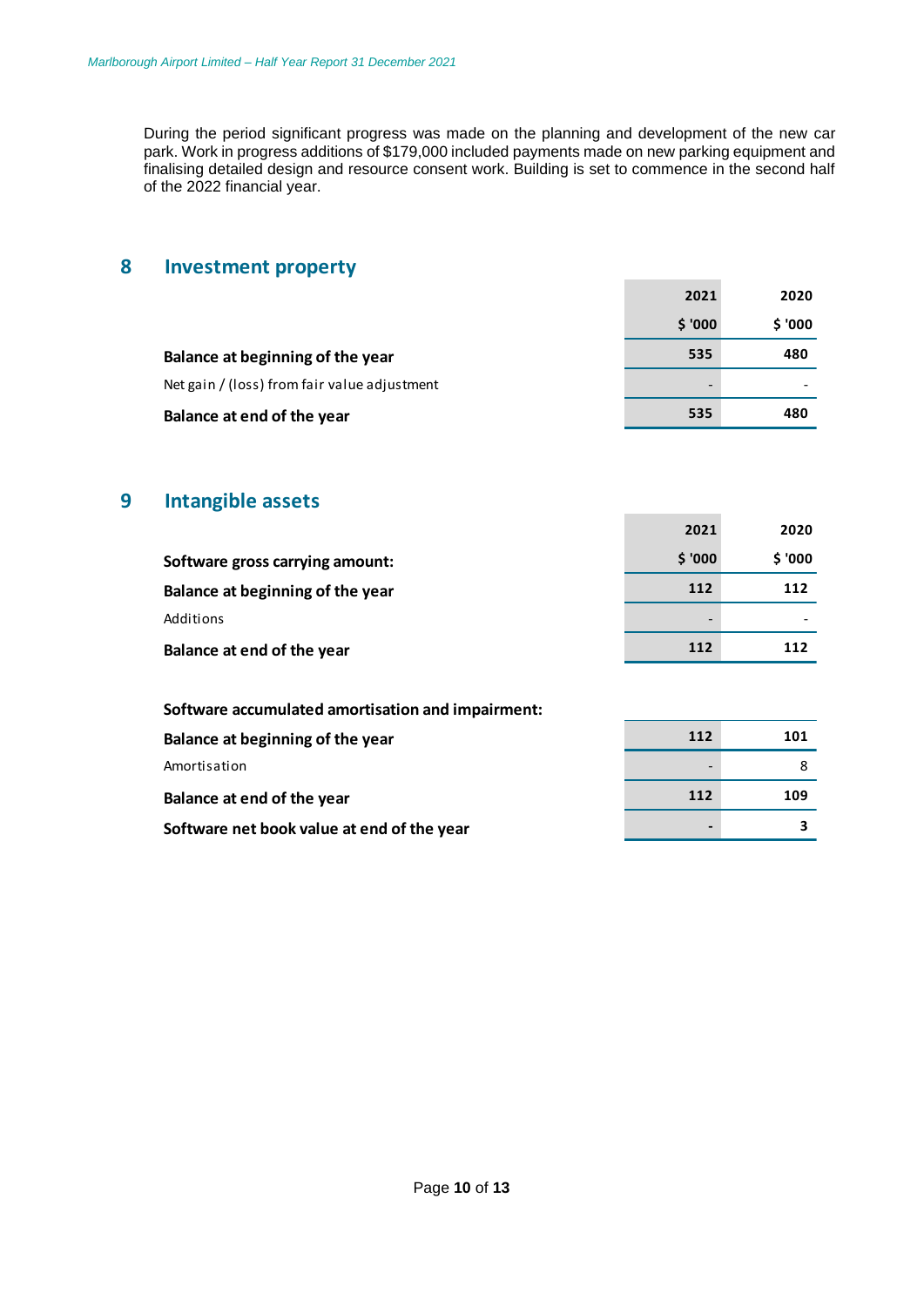During the period significant progress was made on the planning and development of the new car park. Work in progress additions of $179,000 included payments made on new parking equipment and finalising detailed design and resource consent work. Building is set to commence in the second half of the 2022 financial year.

## 8 Investment property

| | 2021 | 2020 |
|---|---|---|
| | $ '000 | $ '000 |
| **Balance at beginning of the year** | 535 | 480 |
| Net gain / (loss) from fair value adjustment | - | - |
| **Balance at end of the year** | 535 | 480 |

## 9 Intangible assets

| | 2021 | 2020 |
|---|---|---|
| **Software gross carrying amount:** | $ '000 | $ '000 |
| **Balance at beginning of the year** | 112 | 112 |
| Additions | - | - |
| **Balance at end of the year** | 112 | 112 |
| | | |
| **Software accumulated amortisation and impairment:** | | |
| **Balance at beginning of the year** | 112 | 101 |
| Amortisation | - | 8 |
| **Balance at end of the year** | 112 | 109 |
| **Software net book value at end of the year** | - | 3 |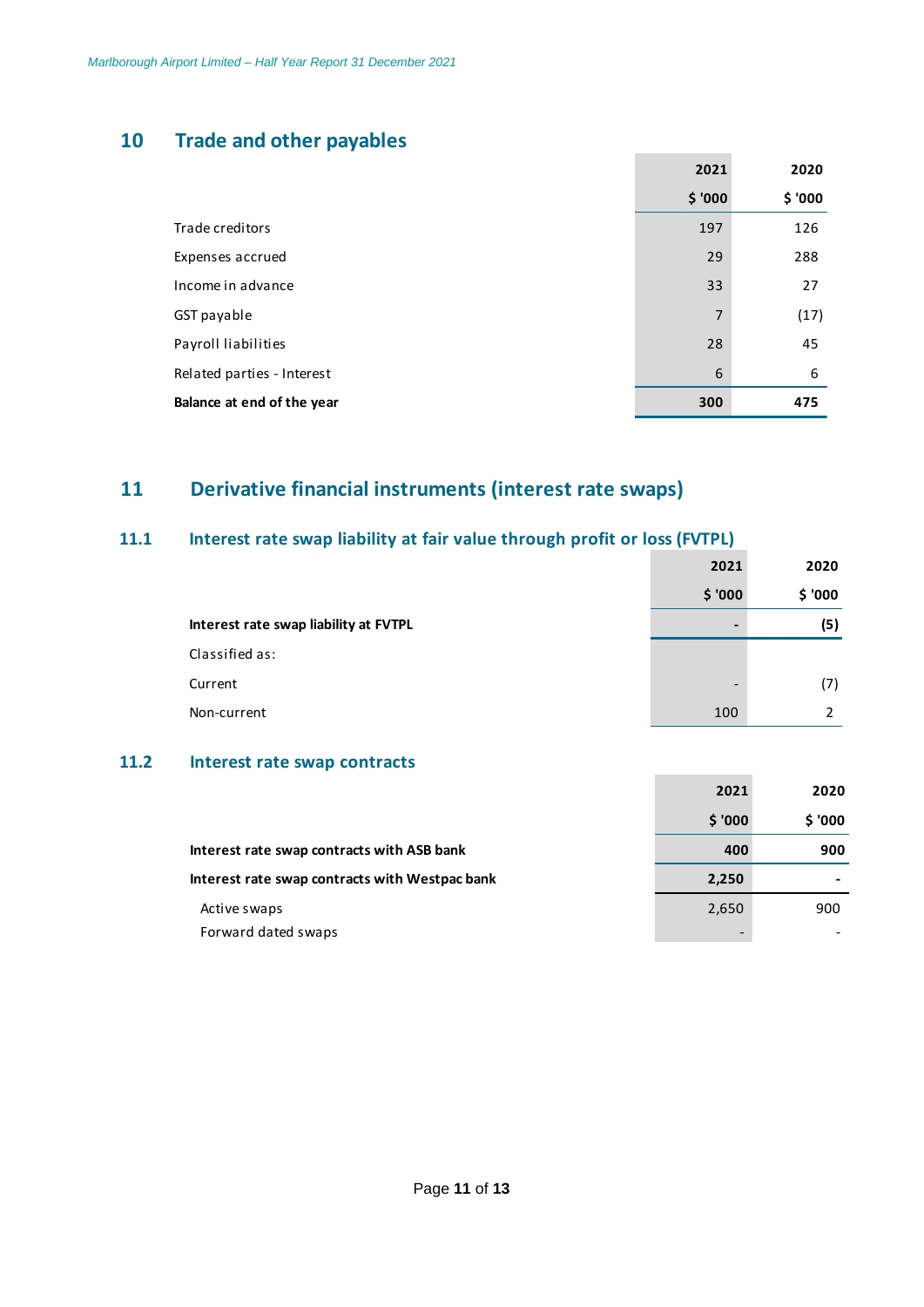## 10 Trade and other payables

| | 2021 | 2020 |
|---|---|---|
| | $ '000 | $ '000 |
| Trade creditors | 197 | 126 |
| Expenses accrued | 29 | 288 |
| Income in advance | 33 | 27 |
| GST payable | 7 | (17) |
| Payroll liabilities | 28 | 45 |
| Related parties - Interest | 6 | 6 |
| **Balance at end of the year** | **300** | **475** |

## 11 Derivative financial instruments (interest rate swaps)

### 11.1 Interest rate swap liability at fair value through profit or loss (FVTPL)

| | 2021 | 2020 |
|---|---|---|
| | $ '000 | $ '000 |
| **Interest rate swap liability at FVTPL** | **-** | **(5)** |
| Classified as: | | |
| Current | - | (7) |
| Non-current | 100 | 2 |

### 11.2 Interest rate swap contracts

| | 2021 | 2020 |
|---|---|---|
| | $ '000 | $ '000 |
| **Interest rate swap contracts with ASB bank** | **400** | **900** |
| **Interest rate swap contracts with Westpac bank** | **2,250** | **-** |
| Active swaps | 2,650 | 900 |
| Forward dated swaps | - | - |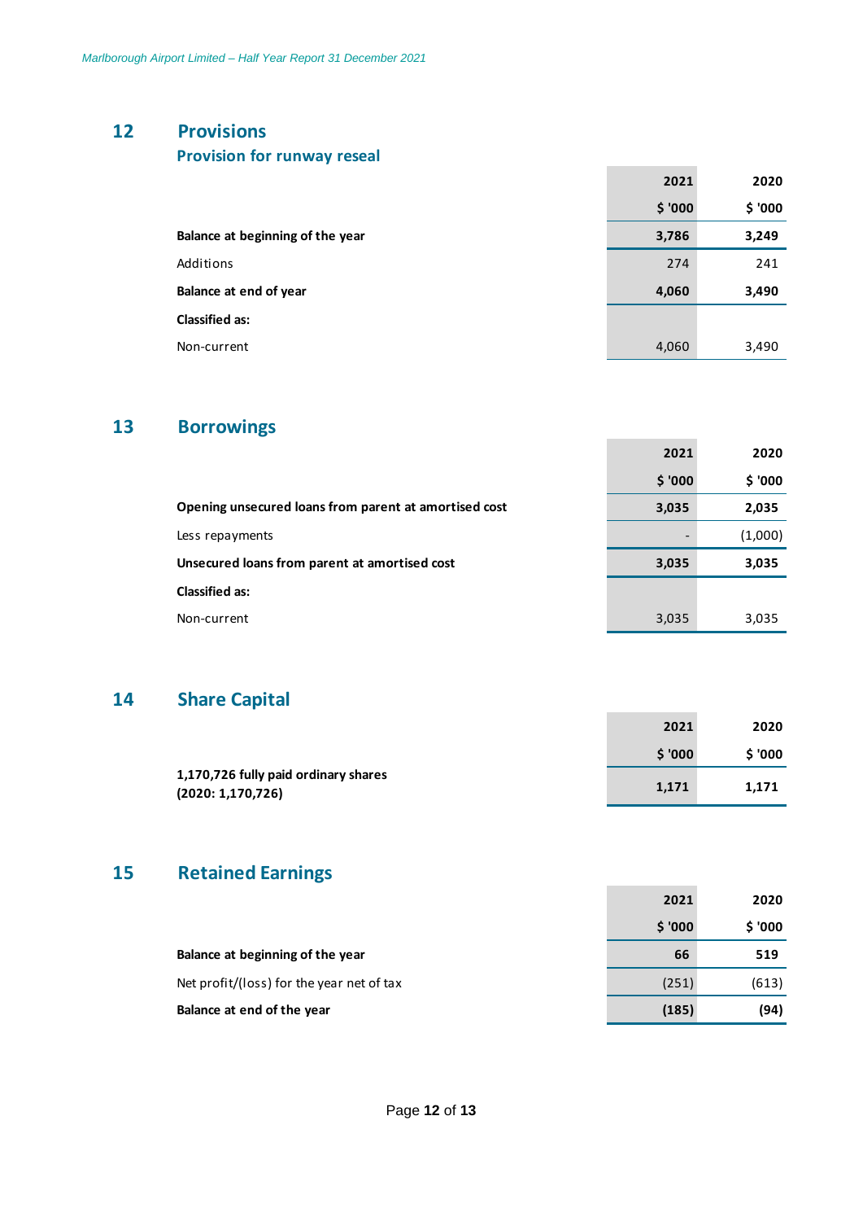## 12 Provisions

### Provision for runway reseal

| | 2021 | 2020 |
|---|---|---|
| | $ '000 | $ '000 |
| **Balance at beginning of the year** | **3,786** | **3,249** |
| Additions | 274 | 241 |
| **Balance at end of year** | **4,060** | **3,490** |
| **Classified as:** | | |
| Non-current | 4,060 | 3,490 |

## 13 Borrowings

| | 2021 | 2020 |
|---|---|---|
| | $ '000 | $ '000 |
| **Opening unsecured loans from parent at amortised cost** | **3,035** | **2,035** |
| Less repayments | - | (1,000) |
| **Unsecured loans from parent at amortised cost** | **3,035** | **3,035** |
| **Classified as:** | | |
| Non-current | 3,035 | 3,035 |

## 14 Share Capital

| | 2021 | 2020 |
|---|---|---|
| | $ '000 | $ '000 |
| **1,170,726 fully paid ordinary shares (2020: 1,170,726)** | **1,171** | **1,171** |

## 15 Retained Earnings

| | 2021 | 2020 |
|---|---|---|
| | $ '000 | $ '000 |
| **Balance at beginning of the year** | **66** | **519** |
| Net profit/(loss) for the year net of tax | (251) | (613) |
| **Balance at end of the year** | **(185)** | **(94)** |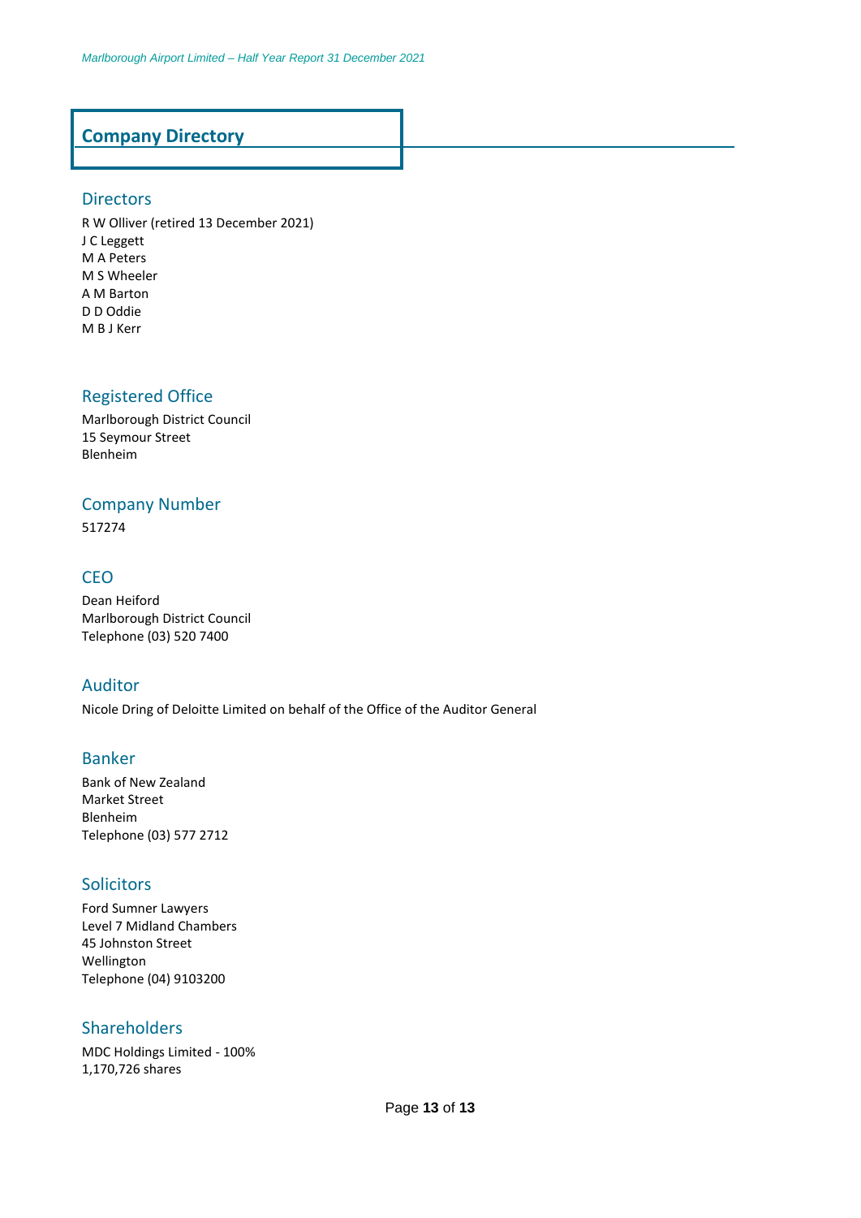# Company Directory

## Directors

R W Olliver (retired 13 December 2021)
J C Leggett
M A Peters
M S Wheeler
A M Barton
D D Oddie
M B J Kerr

## Registered Office

Marlborough District Council
15 Seymour Street
Blenheim

## Company Number

517274

## CEO

Dean Heiford
Marlborough District Council
Telephone (03) 520 7400

## Auditor

Nicole Dring of Deloitte Limited on behalf of the Office of the Auditor General

## Banker

Bank of New Zealand
Market Street
Blenheim
Telephone (03) 577 2712

## Solicitors

Ford Sumner Lawyers
Level 7 Midland Chambers
45 Johnston Street
Wellington
Telephone (04) 9103200

## Shareholders

MDC Holdings Limited - 100%
1,170,726 shares